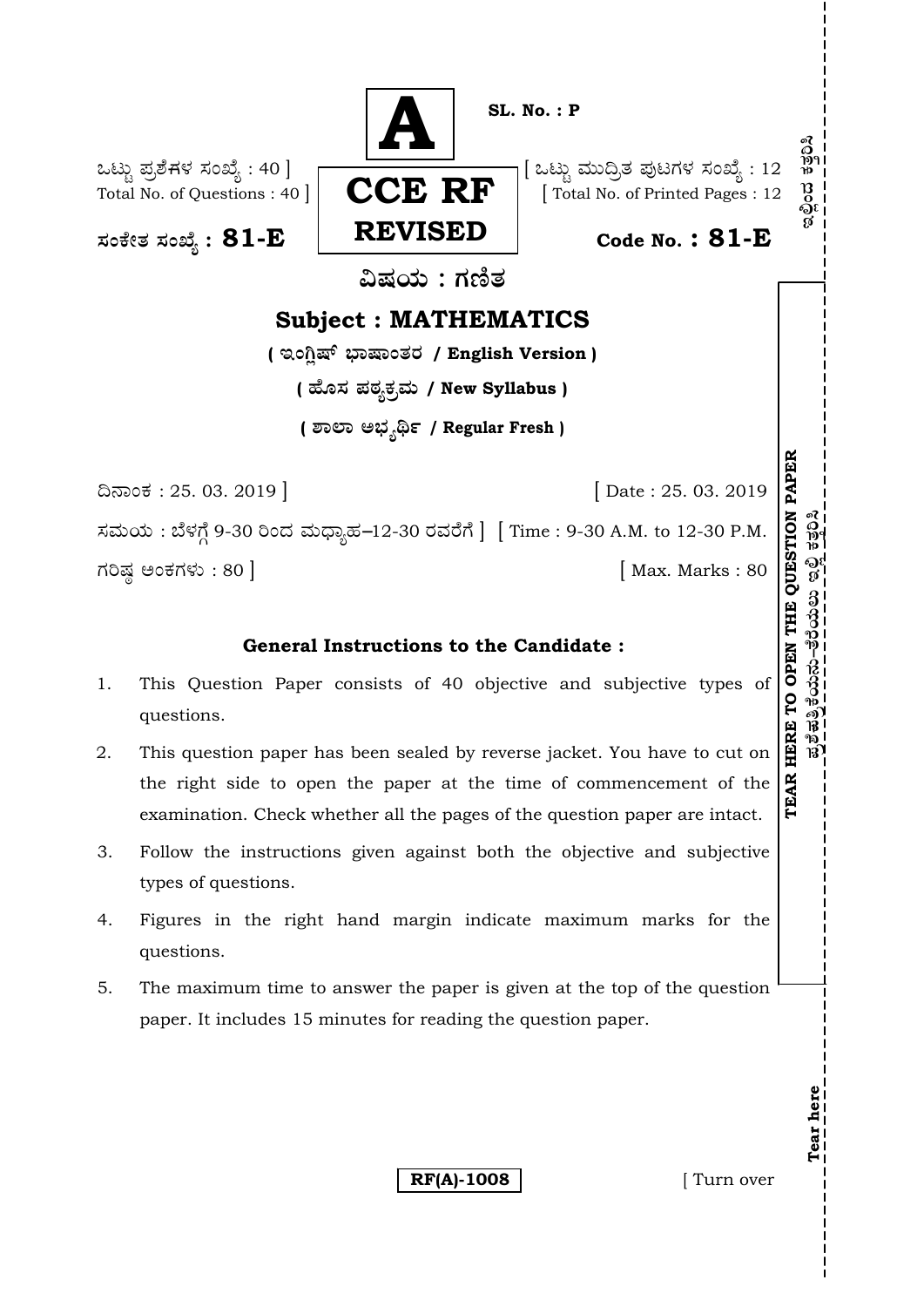**A**

**SL. No. : P**

ಒಟ್ಟು ಪ್ರಶೆಗಳ ಸಂಖ್ಯೆ : 40 ]
Total No. of Questions : 40 ]

**CCE RF**
**REVISED**

[ ಒಟ್ಟು ಮುದ್ರಿತ ಪುಟಗಳ ಸಂಖ್ಯೆ : 12
[ Total No. of Printed Pages : 12

ಸಂಕೇತ ಸಂಖ್ಯೆ : **81-E**

**Code No. : 81-E**

## ವಿಷಯ : ಗಣಿತ

## Subject : MATHEMATICS

**( ಇಂಗ್ಲಿಷ್ ಭಾಷಾಂತರ / English Version )**

**( ಹೊಸ ಪಠ್ಯಕ್ರಮ / New Syllabus )**

**( ಶಾಲಾ ಅಭ್ಯರ್ಥಿ / Regular Fresh )**

ದಿನಾಂಕ : 25. 03. 2019 ] [ Date : 25. 03. 2019

ಸಮಯ : ಬೆಳಗ್ಗೆ 9-30 ರಿಂದ ಮಧ್ಯಾಹ್ನ–12-30 ರವರೆಗೆ ] [ Time : 9-30 A.M. to 12-30 P.M.

ಗರಿಷ್ಠ ಅಂಕಗಳು : 80 ] [ Max. Marks : 80

### General Instructions to the Candidate :

1. This Question Paper consists of 40 objective and subjective types of questions.
2. This question paper has been sealed by reverse jacket. You have to cut on the right side to open the paper at the time of commencement of the examination. Check whether all the pages of the question paper are intact.
3. Follow the instructions given against both the objective and subjective types of questions.
4. Figures in the right hand margin indicate maximum marks for the questions.
5. The maximum time to answer the paper is given at the top of the question paper. It includes 15 minutes for reading the question paper.

**TEAR HERE TO OPEN THE QUESTION PAPER**

**Tear here**

**RF(A)-1008**

[ Turn over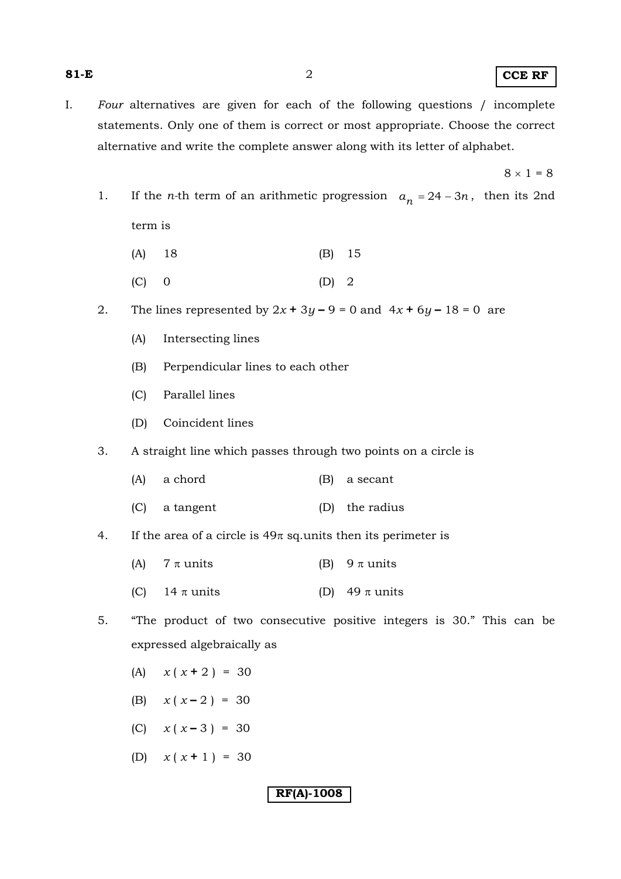I. *Four* alternatives are given for each of the following questions / incomplete statements. Only one of them is correct or most appropriate. Choose the correct alternative and write the complete answer along with its letter of alphabet.

$8 \times 1 = 8$

1. If the *n*-th term of an arithmetic progression $a_n = 24 - 3n$, then its 2nd term is

   (A) 18 (B) 15

   (C) 0 (D) 2

2. The lines represented by $2x + 3y - 9 = 0$ and $4x + 6y - 18 = 0$ are

   (A) Intersecting lines

   (B) Perpendicular lines to each other

   (C) Parallel lines

   (D) Coincident lines

3. A straight line which passes through two points on a circle is

   (A) a chord (B) a secant

   (C) a tangent (D) the radius

4. If the area of a circle is $49\pi$ sq.units then its perimeter is

   (A) $7\pi$ units (B) $9\pi$ units

   (C) $14\pi$ units (D) $49\pi$ units

5. "The product of two consecutive positive integers is 30." This can be expressed algebraically as

   (A) $x(x+2) = 30$

   (B) $x(x-2) = 30$

   (C) $x(x-3) = 30$

   (D) $x(x+1) = 30$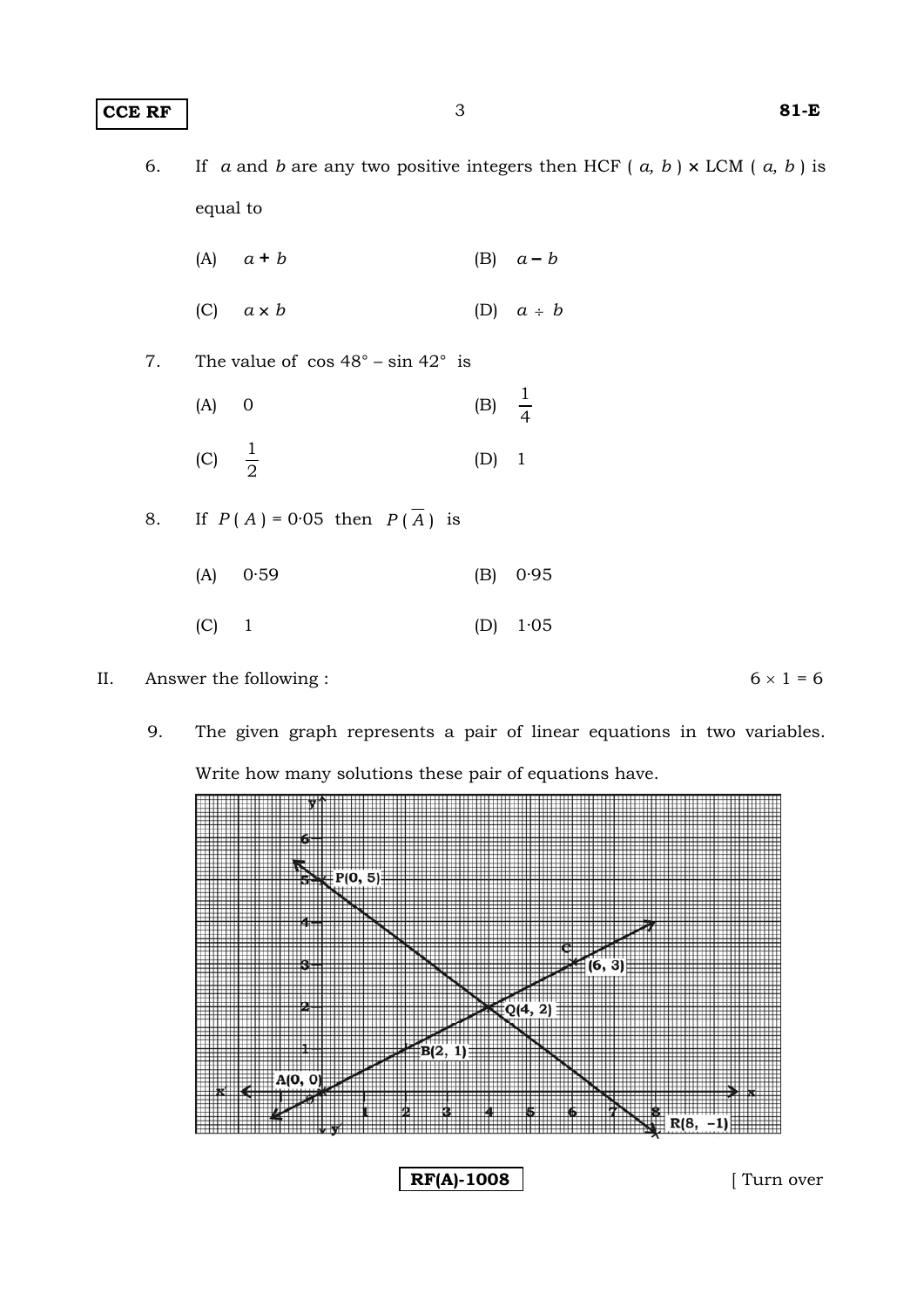6. If $a$ and $b$ are any two positive integers then HCF ( $a, b$ ) × LCM ( $a, b$ ) is equal to

   (A) $a + b$ (B) $a - b$

   (C) $a \times b$ (D) $a \div b$

7. The value of $\cos 48° - \sin 42°$ is

   (A) 0 (B) $\frac{1}{4}$

   (C) $\frac{1}{2}$ (D) 1

8. If $P(A) = 0{\cdot}05$ then $P(\overline{A})$ is

   (A) 0·59 (B) 0·95

   (C) 1 (D) 1·05

II. Answer the following : $6 \times 1 = 6$

9. The given graph represents a pair of linear equations in two variables. Write how many solutions these pair of equations have.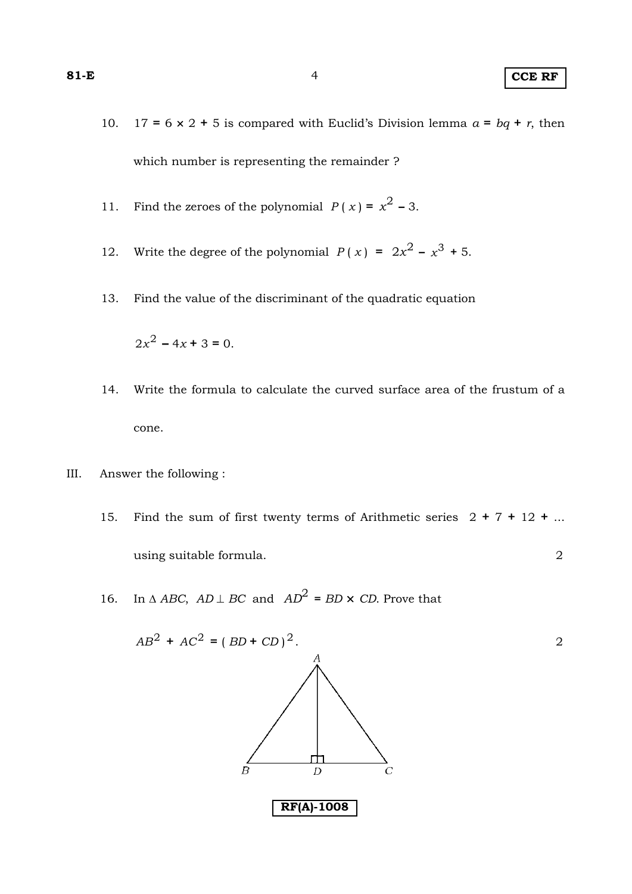10. $17 = 6 \times 2 + 5$ is compared with Euclid's Division lemma $a = bq + r$, then which number is representing the remainder ?

11. Find the zeroes of the polynomial $P(x) = x^2 - 3$.

12. Write the degree of the polynomial $P(x) = 2x^2 - x^3 + 5$.

13. Find the value of the discriminant of the quadratic equation

    $2x^2 - 4x + 3 = 0$.

14. Write the formula to calculate the curved surface area of the frustum of a cone.

III. Answer the following :

15. Find the sum of first twenty terms of Arithmetic series $2 + 7 + 12 + \ldots$ using suitable formula. 2

16. In $\Delta ABC$, $AD \perp BC$ and $AD^2 = BD \times CD$. Prove that

    $AB^2 + AC^2 = (BD + CD)^2$. 2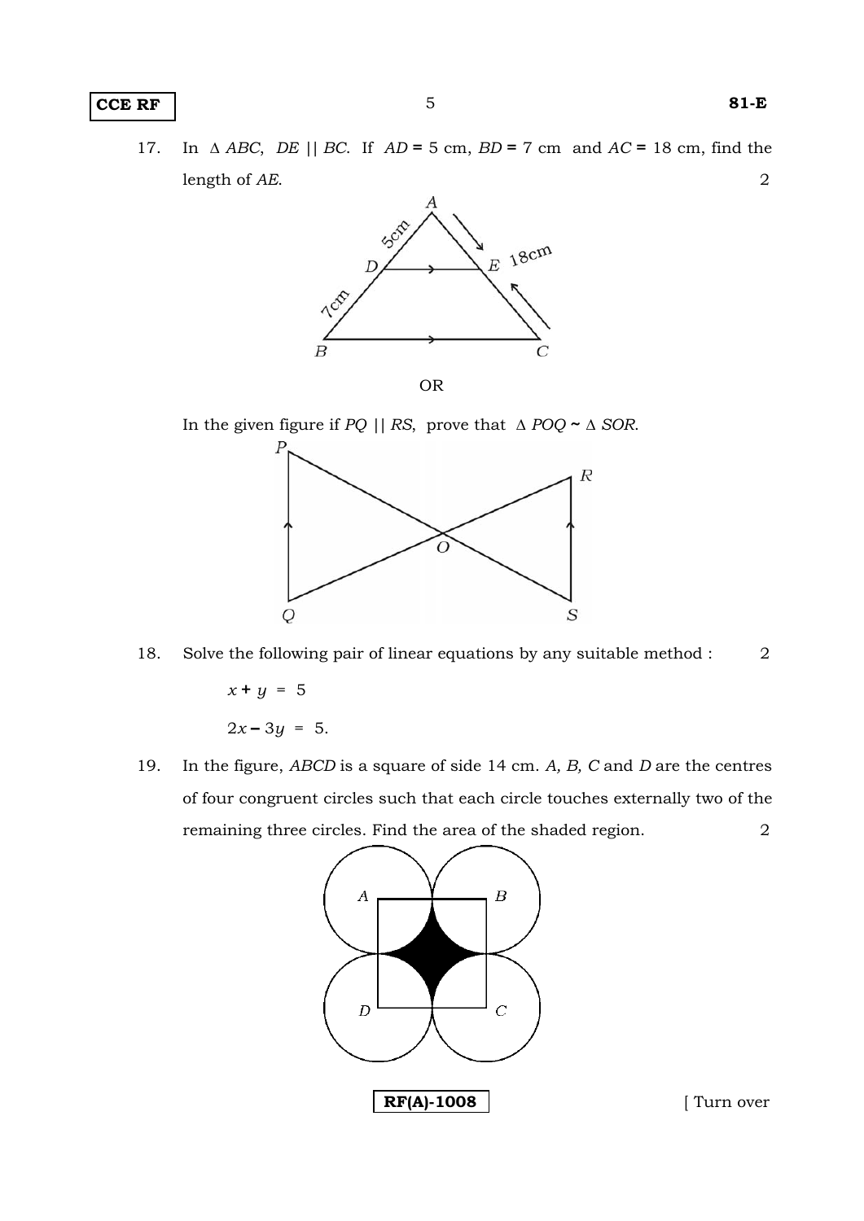17. In $\Delta\, ABC$, $DE \,||\, BC$. If $AD = 5$ cm, $BD = 7$ cm and $AC = 18$ cm, find the length of $AE$. 2

OR

In the given figure if $PQ \,||\, RS$, prove that $\Delta\, POQ \sim \Delta\, SOR$.

18. Solve the following pair of linear equations by any suitable method : 2

$$x + y = 5$$

$$2x - 3y = 5.$$

19. In the figure, $ABCD$ is a square of side 14 cm. $A$, $B$, $C$ and $D$ are the centres of four congruent circles such that each circle touches externally two of the remaining three circles. Find the area of the shaded region. 2

RF(A)-1008

[ Turn over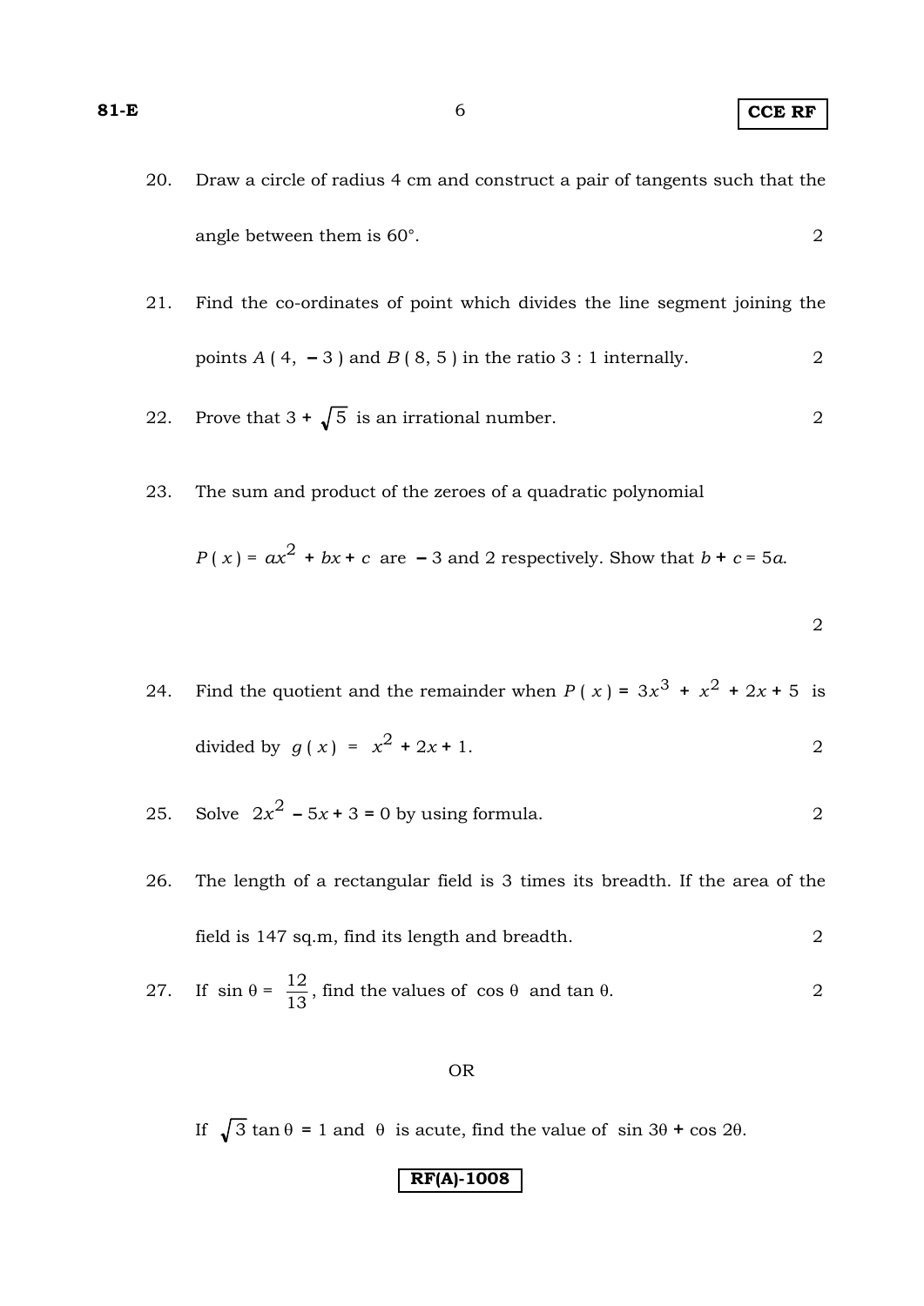20. Draw a circle of radius 4 cm and construct a pair of tangents such that the angle between them is 60°. 2

21. Find the co-ordinates of point which divides the line segment joining the points $A(4, -3)$ and $B(8, 5)$ in the ratio 3 : 1 internally. 2

22. Prove that $3 + \sqrt{5}$ is an irrational number. 2

23. The sum and product of the zeroes of a quadratic polynomial $P(x) = ax^2 + bx + c$ are $-3$ and 2 respectively. Show that $b + c = 5a$. 2

24. Find the quotient and the remainder when $P(x) = 3x^3 + x^2 + 2x + 5$ is divided by $g(x) = x^2 + 2x + 1$. 2

25. Solve $2x^2 - 5x + 3 = 0$ by using formula. 2

26. The length of a rectangular field is 3 times its breadth. If the area of the field is 147 sq.m, find its length and breadth. 2

27. If $\sin\theta = \frac{12}{13}$, find the values of $\cos\theta$ and $\tan\theta$. 2

OR

If $\sqrt{3}\tan\theta = 1$ and $\theta$ is acute, find the value of $\sin 3\theta + \cos 2\theta$.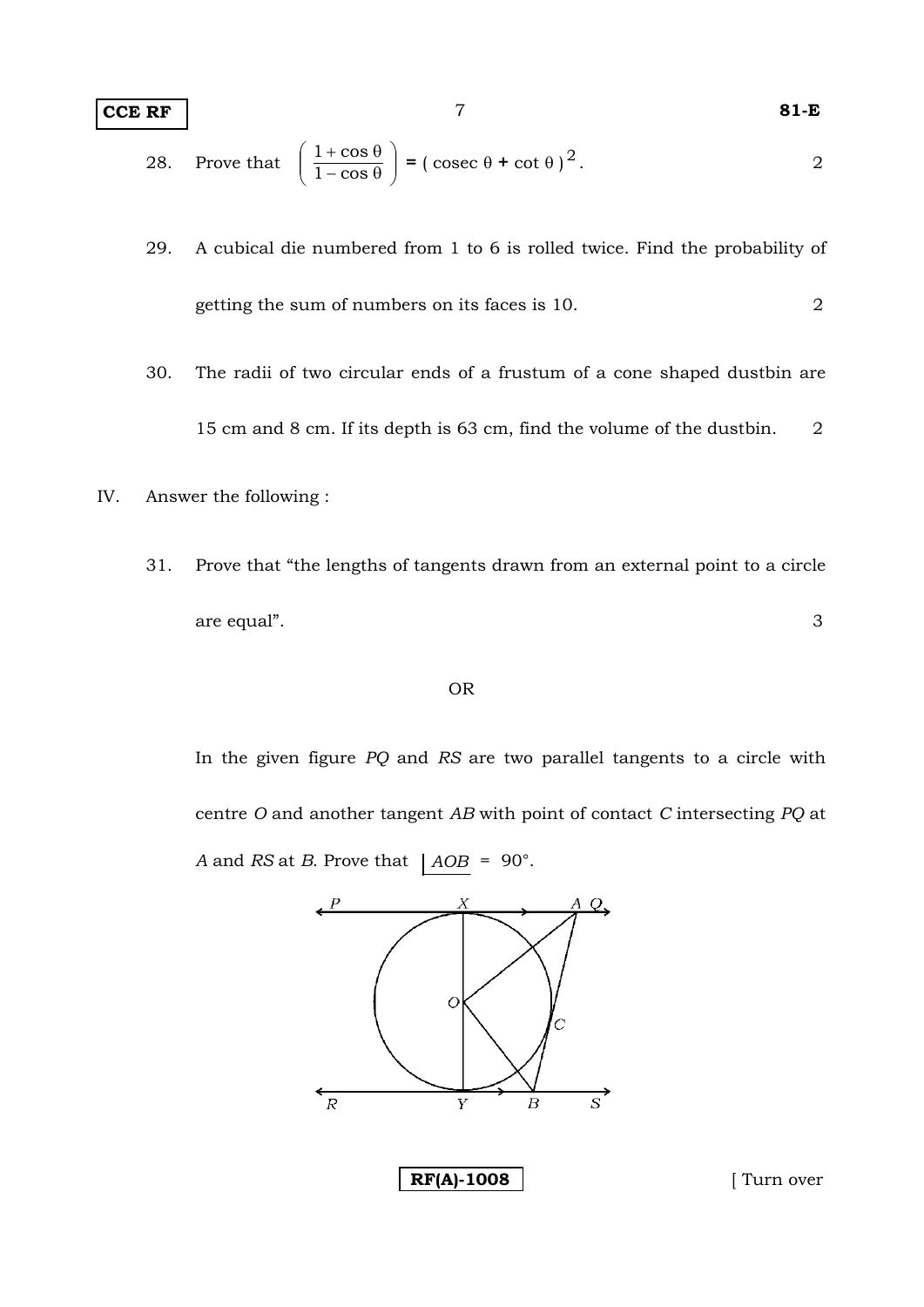28. Prove that $\left( \frac{1 + \cos\theta}{1 - \cos\theta} \right) = (\text{cosec}\,\theta + \cot\theta)^2$. 2

29. A cubical die numbered from 1 to 6 is rolled twice. Find the probability of getting the sum of numbers on its faces is 10. 2

30. The radii of two circular ends of a frustum of a cone shaped dustbin are 15 cm and 8 cm. If its depth is 63 cm, find the volume of the dustbin. 2

IV. Answer the following :

31. Prove that "the lengths of tangents drawn from an external point to a circle are equal". 3

OR

In the given figure *PQ* and *RS* are two parallel tangents to a circle with centre *O* and another tangent *AB* with point of contact *C* intersecting *PQ* at *A* and *RS* at *B*. Prove that $\angle AOB = 90^\circ$.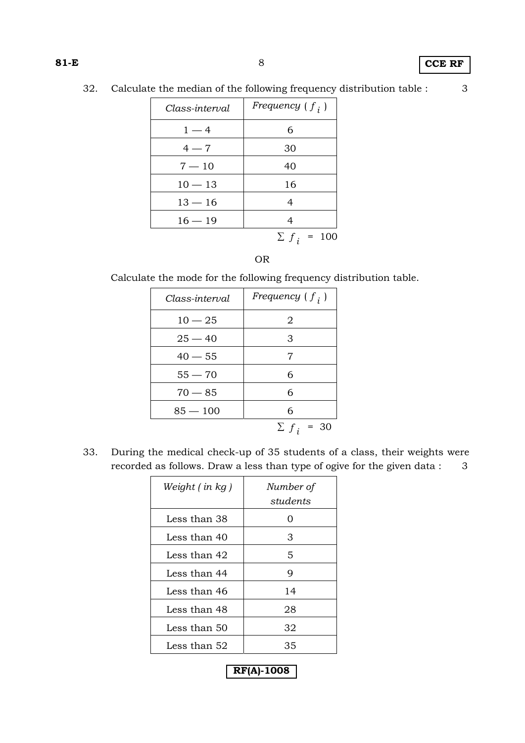32. Calculate the median of the following frequency distribution table : 3

| *Class-interval* | *Frequency* ( $f_i$ ) |
|---|---|
| 1 — 4 | 6 |
| 4 — 7 | 30 |
| 7 — 10 | 40 |
| 10 — 13 | 16 |
| 13 — 16 | 4 |
| 16 — 19 | 4 |
| | $\Sigma f_i = 100$ |

OR

Calculate the mode for the following frequency distribution table.

| *Class-interval* | *Frequency* ( $f_i$ ) |
|---|---|
| 10 — 25 | 2 |
| 25 — 40 | 3 |
| 40 — 55 | 7 |
| 55 — 70 | 6 |
| 70 — 85 | 6 |
| 85 — 100 | 6 |
| | $\Sigma f_i = 30$ |

33. During the medical check-up of 35 students of a class, their weights were recorded as follows. Draw a less than type of ogive for the given data : 3

| *Weight ( in kg )* | *Number of students* |
|---|---|
| Less than 38 | 0 |
| Less than 40 | 3 |
| Less than 42 | 5 |
| Less than 44 | 9 |
| Less than 46 | 14 |
| Less than 48 | 28 |
| Less than 50 | 32 |
| Less than 52 | 35 |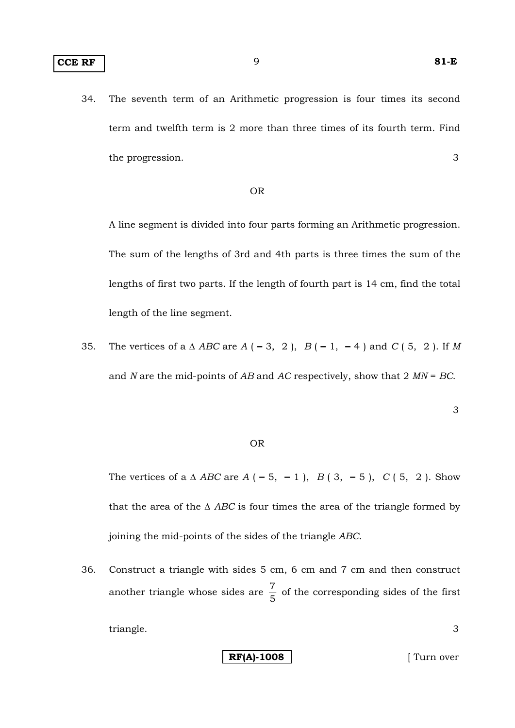34. The seventh term of an Arithmetic progression is four times its second term and twelfth term is 2 more than three times of its fourth term. Find the progression. 3

OR

A line segment is divided into four parts forming an Arithmetic progression. The sum of the lengths of 3rd and 4th parts is three times the sum of the lengths of first two parts. If the length of fourth part is 14 cm, find the total length of the line segment.

35. The vertices of a $\Delta$ *ABC* are $A(-3, 2)$, $B(-1, -4)$ and $C(5, 2)$. If *M* and *N* are the mid-points of *AB* and *AC* respectively, show that $2\,MN = BC$. 3

OR

The vertices of a $\Delta$ *ABC* are $A(-5, -1)$, $B(3, -5)$, $C(5, 2)$. Show that the area of the $\Delta$ *ABC* is four times the area of the triangle formed by joining the mid-points of the sides of the triangle *ABC*.

36. Construct a triangle with sides 5 cm, 6 cm and 7 cm and then construct another triangle whose sides are $\frac{7}{5}$ of the corresponding sides of the first triangle. 3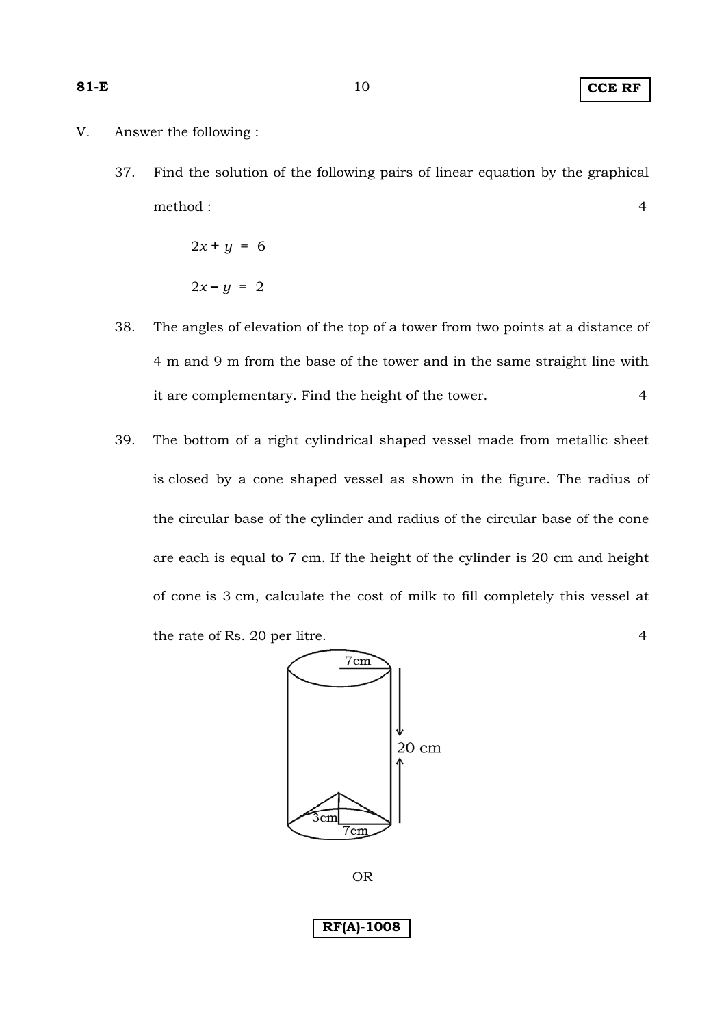V. Answer the following :

37. Find the solution of the following pairs of linear equation by the graphical method : 4

$$2x + y = 6$$

$$2x - y = 2$$

38. The angles of elevation of the top of a tower from two points at a distance of 4 m and 9 m from the base of the tower and in the same straight line with it are complementary. Find the height of the tower. 4

39. The bottom of a right cylindrical shaped vessel made from metallic sheet is closed by a cone shaped vessel as shown in the figure. The radius of the circular base of the cylinder and radius of the circular base of the cone are each is equal to 7 cm. If the height of the cylinder is 20 cm and height of cone is 3 cm, calculate the cost of milk to fill completely this vessel at the rate of Rs. 20 per litre. 4

OR

**RF(A)-1008**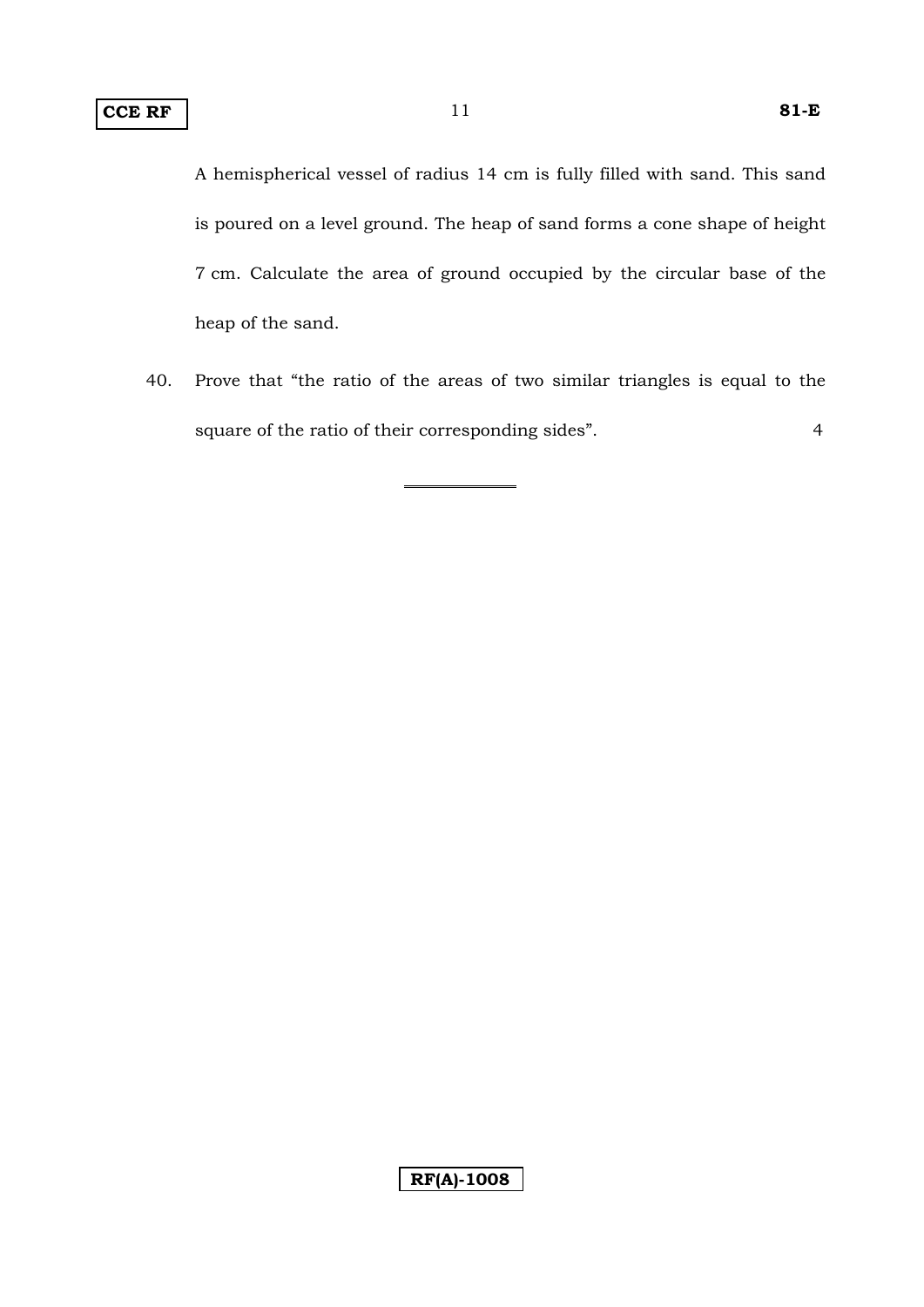A hemispherical vessel of radius 14 cm is fully filled with sand. This sand is poured on a level ground. The heap of sand forms a cone shape of height 7 cm. Calculate the area of ground occupied by the circular base of the heap of the sand.

40. Prove that “the ratio of the areas of two similar triangles is equal to the square of the ratio of their corresponding sides”. 4